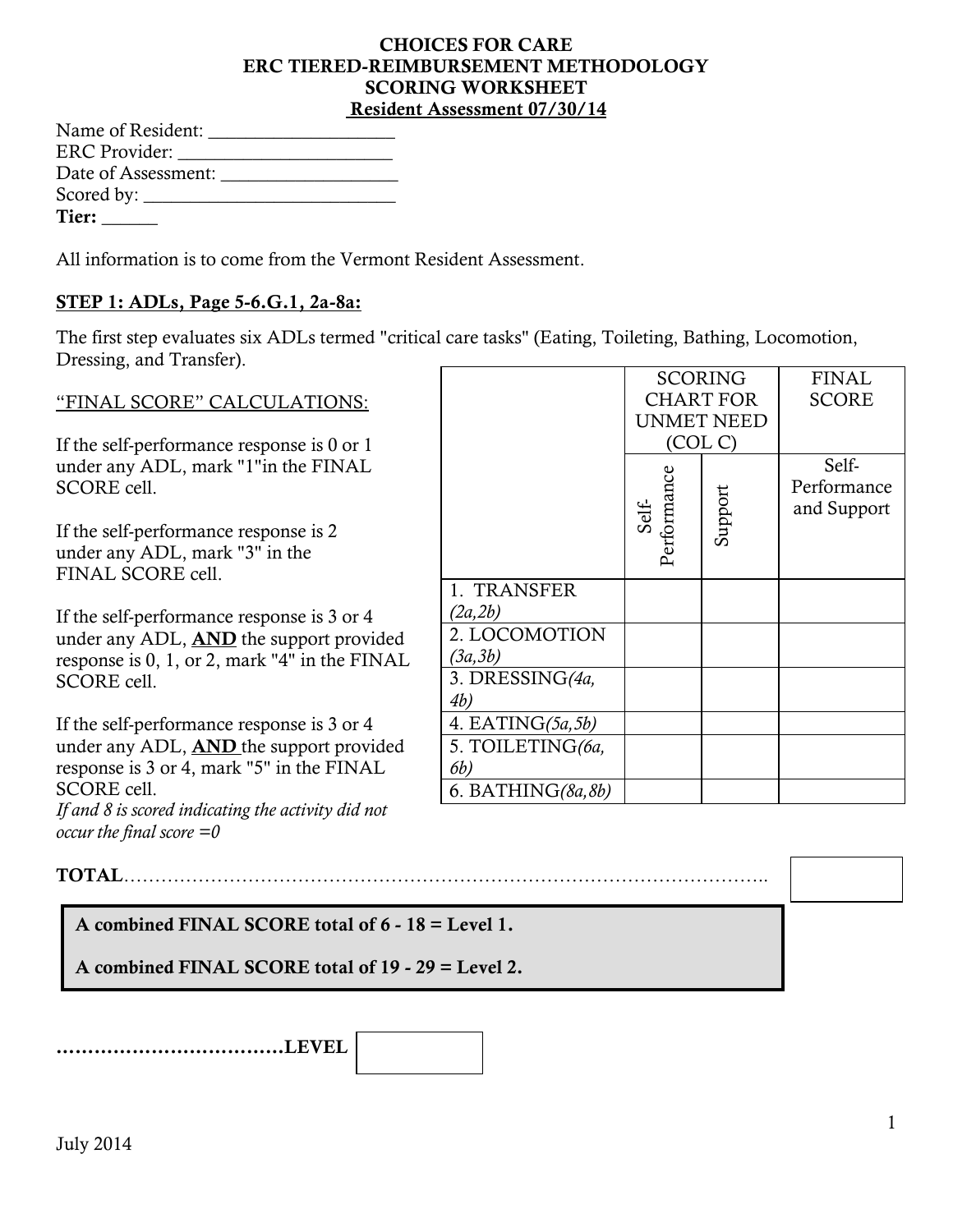**CHOICES FOR CARE**
**ERC TIERED-REIMBURSEMENT METHODOLOGY**
**SCORING WORKSHEET**
**Resident Assessment 07/30/14**

Name of Resident: ___________________
ERC Provider: ______________________
Date of Assessment: __________________
Scored by: __________________________
**Tier:** ______

All information is to come from the Vermont Resident Assessment.

**STEP 1: ADLs, Page 5-6.G.1, 2a-8a:**

The first step evaluates six ADLs termed "critical care tasks" (Eating, Toileting, Bathing, Locomotion, Dressing, and Transfer).

“FINAL SCORE” CALCULATIONS:

If the self-performance response is 0 or 1 under any ADL, mark "1"in the FINAL SCORE cell.

If the self-performance response is 2 under any ADL, mark "3" in the FINAL SCORE cell.

If the self-performance response is 3 or 4 under any ADL, **AND** the support provided response is 0, 1, or 2, mark "4" in the FINAL SCORE cell.

If the self-performance response is 3 or 4 under any ADL, **AND** the support provided response is 3 or 4, mark "5" in the FINAL SCORE cell.
*If and 8 is scored indicating the activity did not occur the final score =0*

| | SCORING CHART FOR UNMET NEED (COL C) | | FINAL SCORE |
|---|---|---|---|
| | Self-Performance | Support | Self-Performance and Support |
| 1. TRANSFER *(2a,2b)* | | | |
| 2. LOCOMOTION *(3a,3b)* | | | |
| 3. DRESSING*(4a, 4b)* | | | |
| 4. EATING*(5a,5b)* | | | |
| 5. TOILETING*(6a, 6b)* | | | |
| 6. BATHING*(8a,8b)* | | | |

**TOTAL**………………………………………………………………………………………….. [ ]

**A combined FINAL SCORE total of 6 - 18 = Level 1.**

**A combined FINAL SCORE total of 19 - 29 = Level 2.**

**………………………………LEVEL** [ ]

July 2014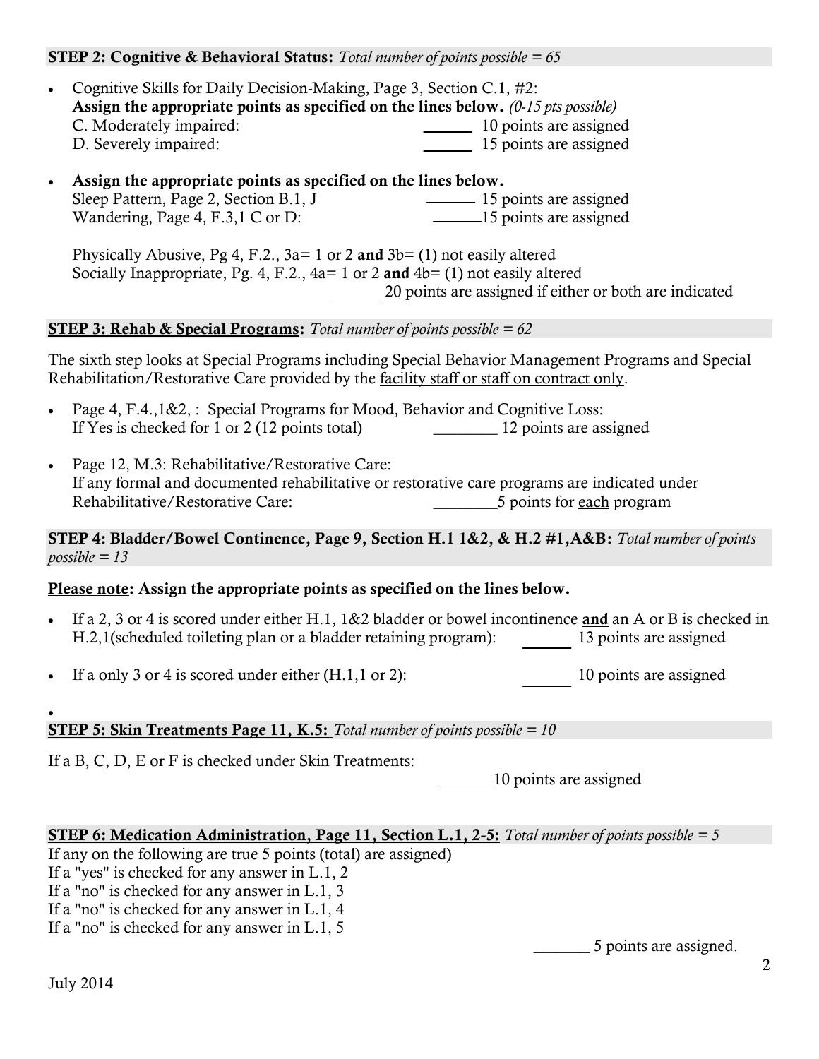**STEP 2: Cognitive & Behavioral Status:** *Total number of points possible = 65*

- Cognitive Skills for Daily Decision-Making, Page 3, Section C.1, #2:
  **Assign the appropriate points as specified on the lines below.** *(0-15 pts possible)*
  C. Moderately impaired: ______ 10 points are assigned
  D. Severely impaired: ______ 15 points are assigned

- **Assign the appropriate points as specified on the lines below.**
  Sleep Pattern, Page 2, Section B.1, J ______ 15 points are assigned
  Wandering, Page 4, F.3,1 C or D: ______15 points are assigned

  Physically Abusive, Pg 4, F.2., 3a= 1 or 2 **and** 3b= (1) not easily altered
  Socially Inappropriate, Pg. 4, F.2., 4a= 1 or 2 **and** 4b= (1) not easily altered
  ______ 20 points are assigned if either or both are indicated

**STEP 3: Rehab & Special Programs:** *Total number of points possible = 62*

The sixth step looks at Special Programs including Special Behavior Management Programs and Special Rehabilitation/Restorative Care provided by the facility staff or staff on contract only.

- Page 4, F.4.,1&2, : Special Programs for Mood, Behavior and Cognitive Loss:
  If Yes is checked for 1 or 2 (12 points total) ________ 12 points are assigned

- Page 12, M.3: Rehabilitative/Restorative Care:
  If any formal and documented rehabilitative or restorative care programs are indicated under Rehabilitative/Restorative Care: ________5 points for each program

**STEP 4: Bladder/Bowel Continence, Page 9, Section H.1 1&2, & H.2 #1,A&B:** *Total number of points possible = 13*

**Please note: Assign the appropriate points as specified on the lines below.**

- If a 2, 3 or 4 is scored under either H.1, 1&2 bladder or bowel incontinence **and** an A or B is checked in H.2,1(scheduled toileting plan or a bladder retaining program): ______ 13 points are assigned

- If a only 3 or 4 is scored under either (H.1,1 or 2): ______ 10 points are assigned

**STEP 5: Skin Treatments Page 11, K.5:** *Total number of points possible = 10*

If a B, C, D, E or F is checked under Skin Treatments:
_______10 points are assigned

**STEP 6: Medication Administration, Page 11, Section L.1, 2-5:** *Total number of points possible = 5*

If any on the following are true 5 points (total) are assigned)
If a "yes" is checked for any answer in L.1, 2
If a "no" is checked for any answer in L.1, 3
If a "no" is checked for any answer in L.1, 4
If a "no" is checked for any answer in L.1, 5

_______ 5 points are assigned.

July 2014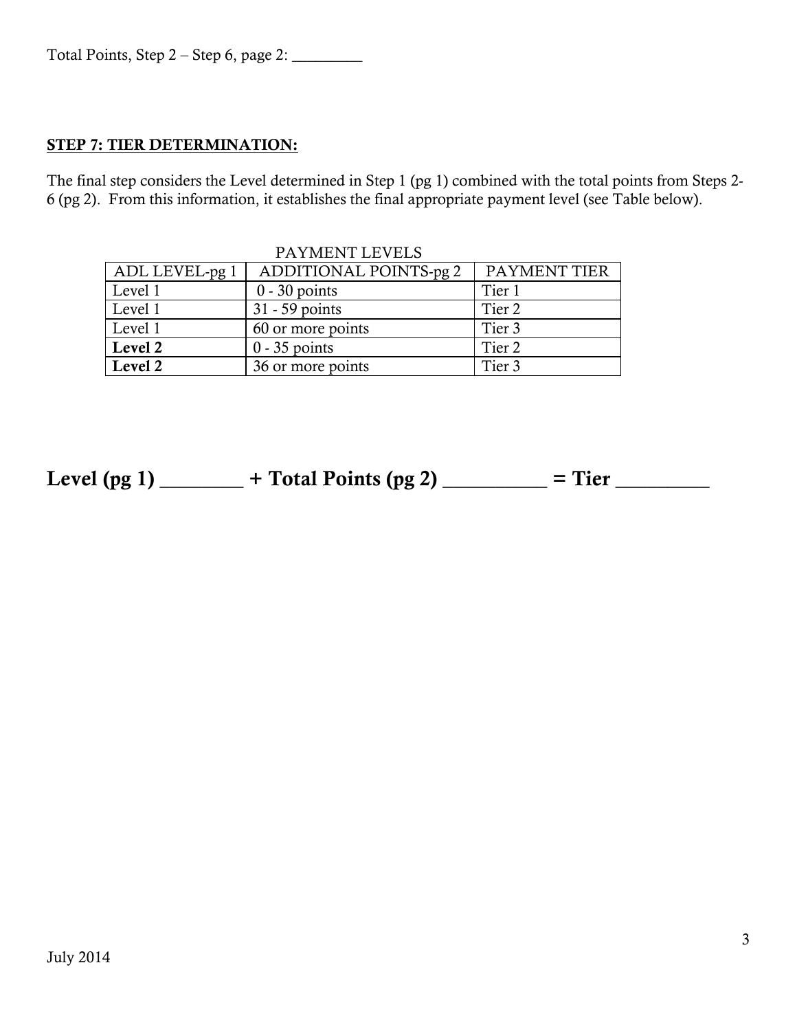Total Points, Step 2 – Step 6, page 2: _________

**STEP 7: TIER DETERMINATION:**

The final step considers the Level determined in Step 1 (pg 1) combined with the total points from Steps 2-6 (pg 2). From this information, it establishes the final appropriate payment level (see Table below).

PAYMENT LEVELS

| ADL LEVEL-pg 1 | ADDITIONAL POINTS-pg 2 | PAYMENT TIER |
|---|---|---|
| Level 1 | 0 - 30 points | Tier 1 |
| Level 1 | 31 - 59 points | Tier 2 |
| Level 1 | 60 or more points | Tier 3 |
| **Level 2** | 0 - 35 points | Tier 2 |
| **Level 2** | 36 or more points | Tier 3 |

**Level (pg 1) ________ + Total Points (pg 2) __________ = Tier _________**

July 2014